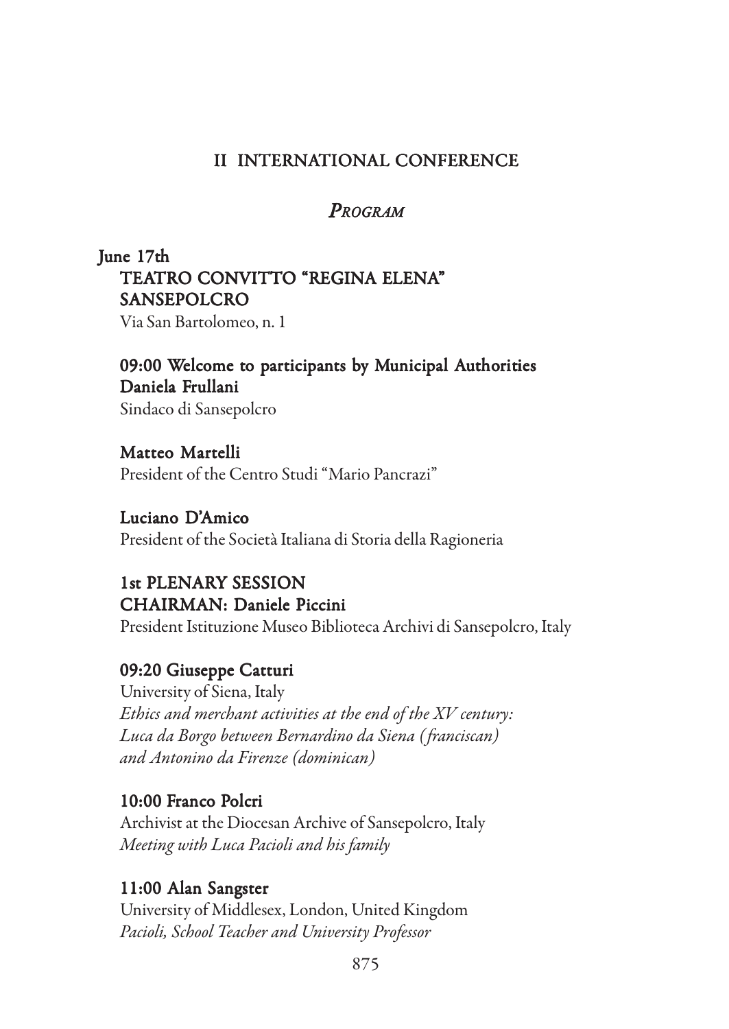# II INTERNATIONAL CONFERENCE

## *Program*

**June 17th**

**TEATRO CONVITTO "REGINA ELENA" SANSEPOLCRO**

Via San Bartolomeo, n. 1

**09:00 Welcome to participants by Municipal Authorities**

**Daniela Frullani**

Sindaco di Sansepolcro

**Matteo Martelli**

President of the Centro Studi "Mario Pancrazi"

**Luciano D'Amico**

President of the Società Italiana di Storia della Ragioneria

**1st PLENARY SESSION**

**CHAIRMAN: Daniele Piccini**

President Istituzione Museo Biblioteca Archivi di Sansepolcro, Italy

**09:20 Giuseppe Catturi**

University of Siena, Italy

*Ethics and merchant activities at the end of the XV century: Luca da Borgo between Bernardino da Siena (franciscan) and Antonino da Firenze (dominican)*

**10:00 Franco Polcri**

Archivist at the Diocesan Archive of Sansepolcro, Italy

*Meeting with Luca Pacioli and his family*

**11:00 Alan Sangster**

University of Middlesex, London, United Kingdom

*Pacioli, School Teacher and University Professor*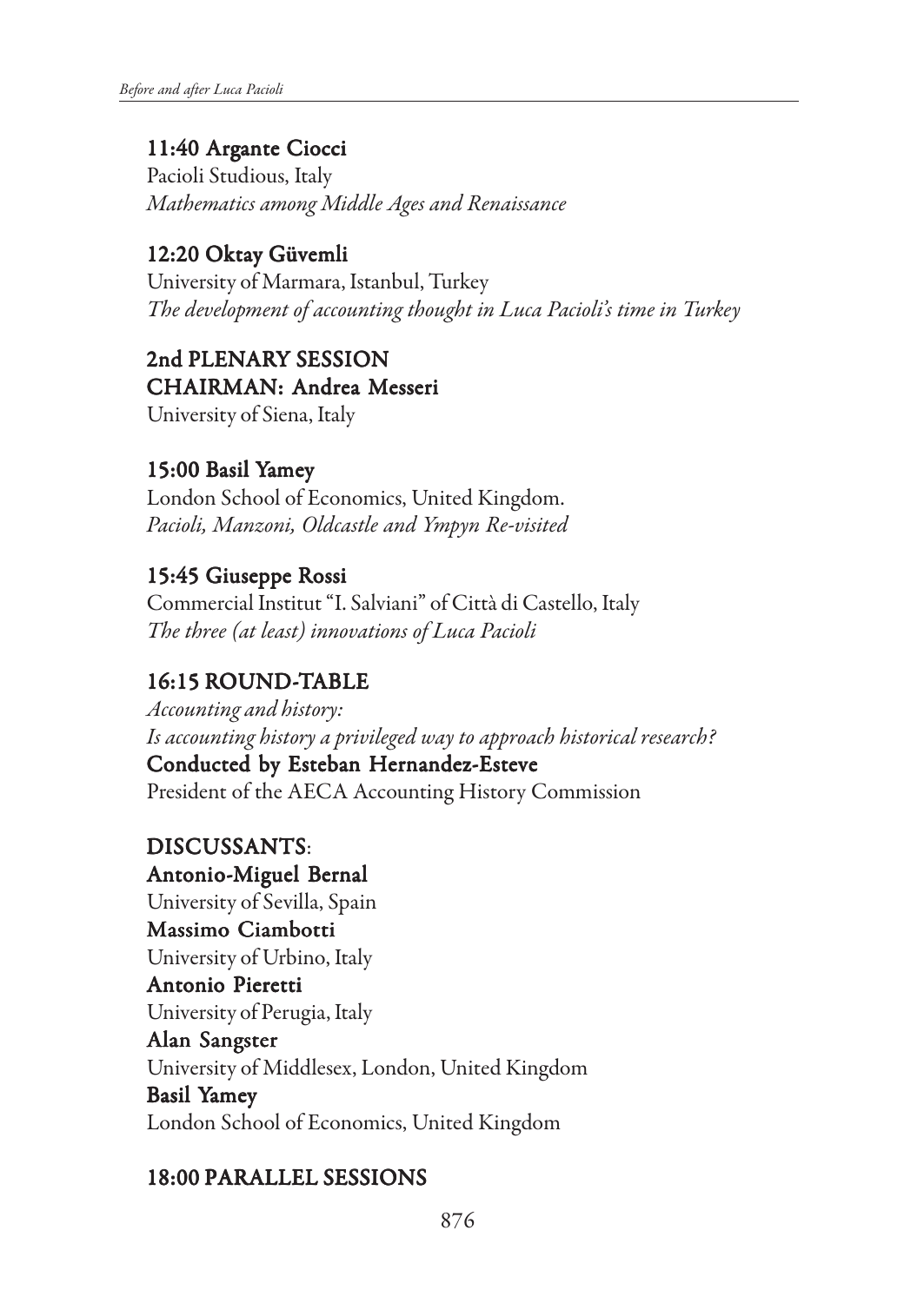**11:40 Argante Ciocci**
Pacioli Studious, Italy
*Mathematics among Middle Ages and Renaissance*

**12:20 Oktay Güvemli**
University of Marmara, Istanbul, Turkey
*The development of accounting thought in Luca Pacioli's time in Turkey*

**2nd PLENARY SESSION**
**CHAIRMAN: Andrea Messeri**
University of Siena, Italy

**15:00 Basil Yamey**
London School of Economics, United Kingdom.
*Pacioli, Manzoni, Oldcastle and Ympyn Re-visited*

**15:45 Giuseppe Rossi**
Commercial Institut "I. Salviani" of Città di Castello, Italy
*The three (at least) innovations of Luca Pacioli*

**16:15 ROUND-TABLE**
*Accounting and history:*
*Is accounting history a privileged way to approach historical research?*
**Conducted by Esteban Hernandez-Esteve**
President of the AECA Accounting History Commission

**DISCUSSANTS**:
**Antonio-Miguel Bernal**
University of Sevilla, Spain
**Massimo Ciambotti**
University of Urbino, Italy
**Antonio Pieretti**
University of Perugia, Italy
**Alan Sangster**
University of Middlesex, London, United Kingdom
**Basil Yamey**
London School of Economics, United Kingdom

**18:00 PARALLEL SESSIONS**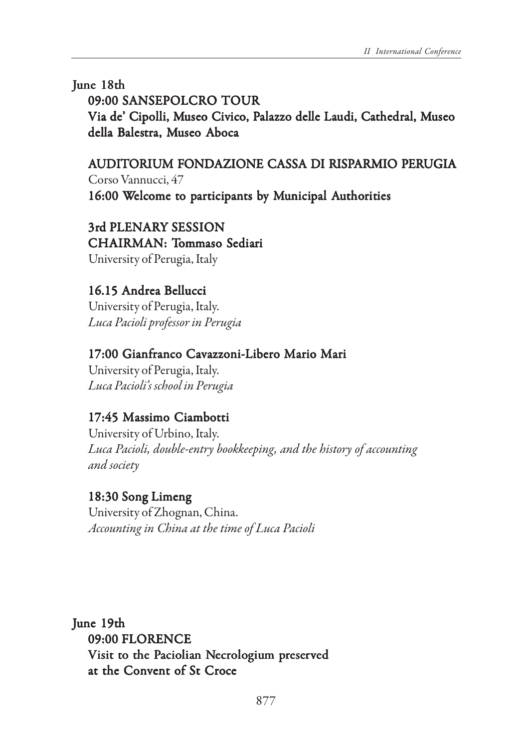**June 18th**

**09:00 SANSEPOLCRO TOUR**

**Via de' Cipolli, Museo Civico, Palazzo delle Laudi, Cathedral, Museo della Balestra, Museo Aboca**

**AUDITORIUM FONDAZIONE CASSA DI RISPARMIO PERUGIA**

Corso Vannucci, 47

**16:00 Welcome to participants by Municipal Authorities**

**3rd PLENARY SESSION**

**CHAIRMAN: Tommaso Sediari**

University of Perugia, Italy

**16.15 Andrea Bellucci**

University of Perugia, Italy.

*Luca Pacioli professor in Perugia*

**17:00 Gianfranco Cavazzoni-Libero Mario Mari**

University of Perugia, Italy.

*Luca Pacioli's school in Perugia*

**17:45 Massimo Ciambotti**

University of Urbino, Italy.

*Luca Pacioli, double-entry bookkeeping, and the history of accounting and society*

**18:30 Song Limeng**

University of Zhognan, China.

*Accounting in China at the time of Luca Pacioli*

**June 19th**

**09:00 FLORENCE**

**Visit to the Paciolian Necrologium preserved at the Convent of St Croce**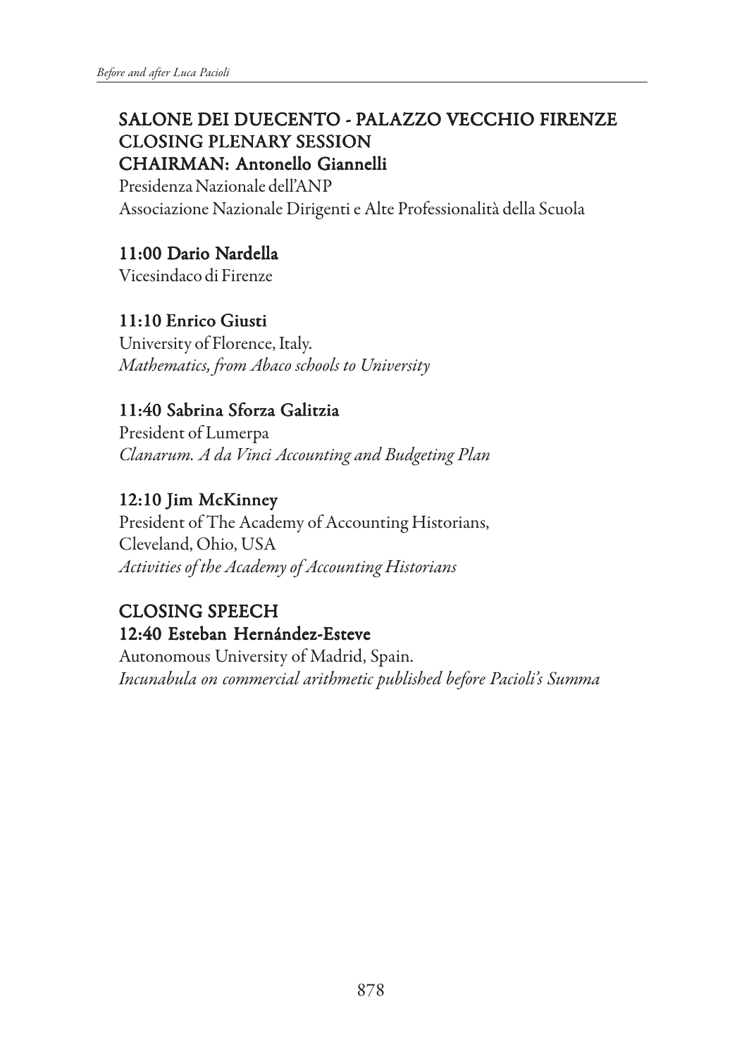## SALONE DEI DUECENTO - PALAZZO VECCHIO FIRENZE
## CLOSING PLENARY SESSION
## CHAIRMAN: Antonello Giannelli

Presidenza Nazionale dell'ANP
Associazione Nazionale Dirigenti e Alte Professionalità della Scuola

**11:00 Dario Nardella**
Vicesindaco di Firenze

**11:10 Enrico Giusti**
University of Florence, Italy.
*Mathematics, from Abaco schools to University*

**11:40 Sabrina Sforza Galitzia**
President of Lumerpa
*Clanarum. A da Vinci Accounting and Budgeting Plan*

**12:10 Jim McKinney**
President of The Academy of Accounting Historians,
Cleveland, Ohio, USA
*Activities of the Academy of Accounting Historians*

## CLOSING SPEECH

**12:40 Esteban Hernández-Esteve**
Autonomous University of Madrid, Spain.
*Incunabula on commercial arithmetic published before Pacioli's Summa*